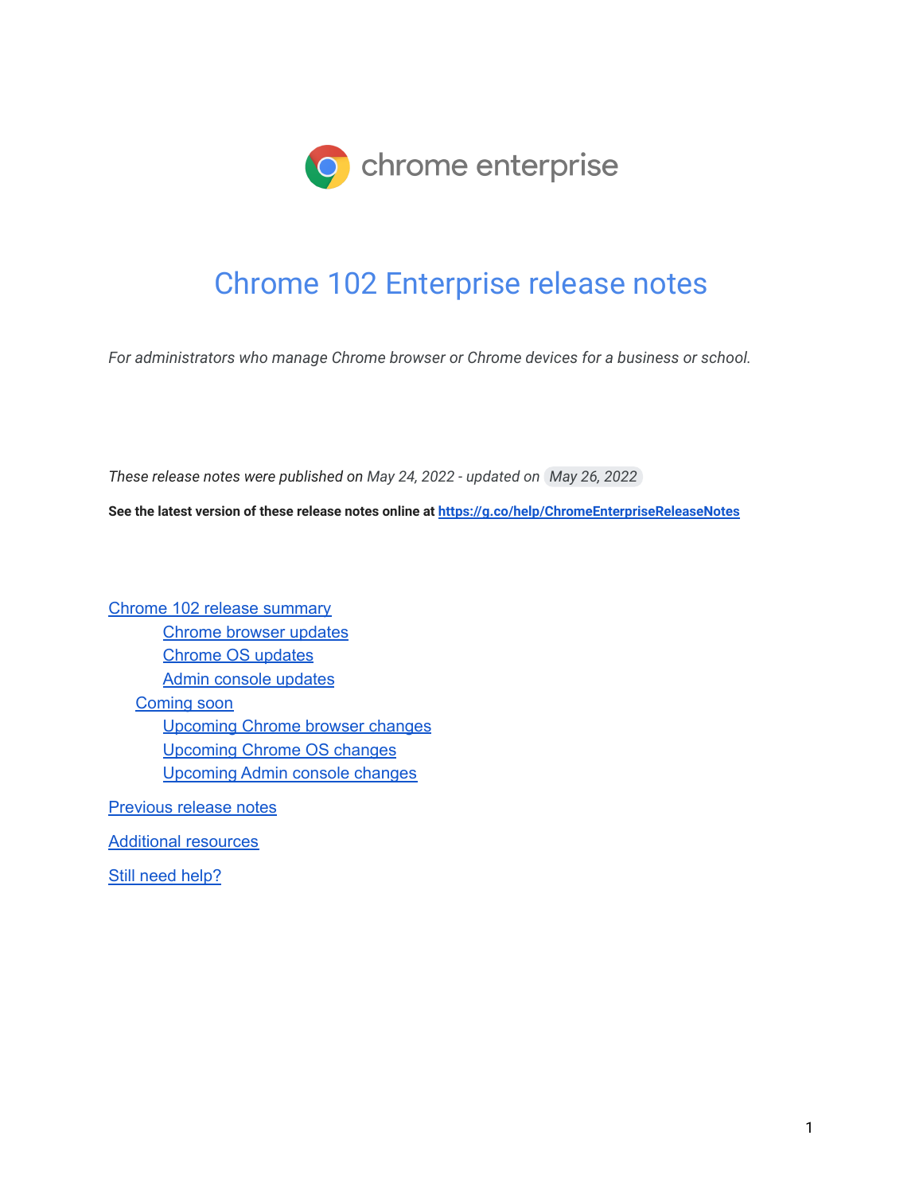chrome enterprise

# Chrome 102 Enterprise release notes

*For administrators who manage Chrome browser or Chrome devices for a business or school.*

*These release notes were published on May 24, 2022 - updated on May 26, 2022*

**See the latest version of these release notes online at [https://g.co/help/ChromeEnterpriseReleaseNotes](https://g.co/help/ChromeEnterpriseReleaseNotes)**

- Chrome 102 release summary
    - Chrome browser updates
    - Chrome OS updates
    - Admin console updates
  - Coming soon
    - Upcoming Chrome browser changes
    - Upcoming Chrome OS changes
    - Upcoming Admin console changes
- Previous release notes
- Additional resources
- Still need help?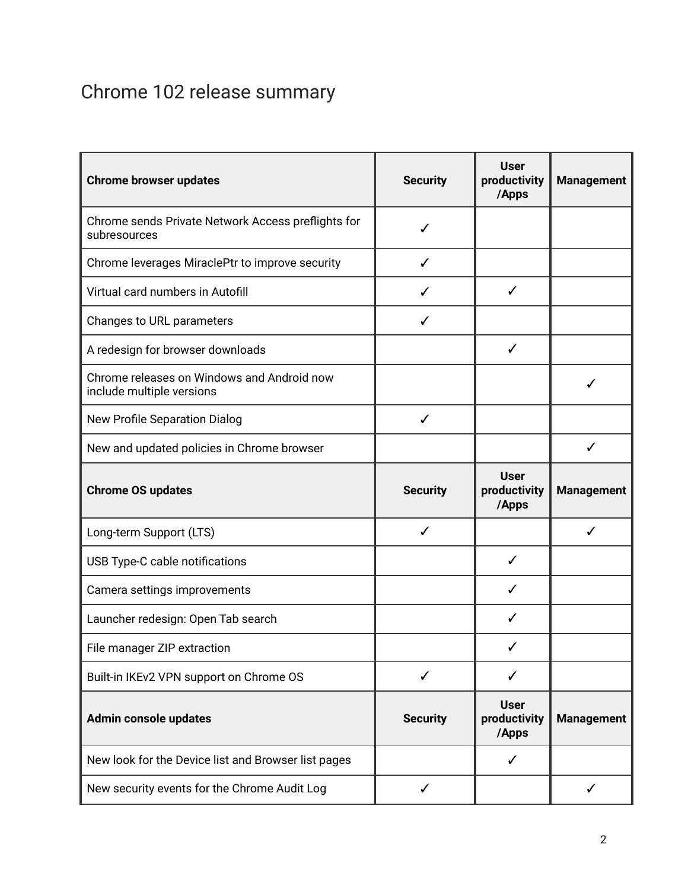# Chrome 102 release summary

| Chrome browser updates | Security | User productivity /Apps | Management |
|---|---|---|---|
| Chrome sends Private Network Access preflights for subresources | ✓ | | |
| Chrome leverages MiraclePtr to improve security | ✓ | | |
| Virtual card numbers in Autofill | ✓ | ✓ | |
| Changes to URL parameters | ✓ | | |
| A redesign for browser downloads | | ✓ | |
| Chrome releases on Windows and Android now include multiple versions | | | ✓ |
| New Profile Separation Dialog | ✓ | | |
| New and updated policies in Chrome browser | | | ✓ |
| **Chrome OS updates** | **Security** | **User productivity /Apps** | **Management** |
| Long-term Support (LTS) | ✓ | | ✓ |
| USB Type-C cable notifications | | ✓ | |
| Camera settings improvements | | ✓ | |
| Launcher redesign: Open Tab search | | ✓ | |
| File manager ZIP extraction | | ✓ | |
| Built-in IKEv2 VPN support on Chrome OS | ✓ | ✓ | |
| **Admin console updates** | **Security** | **User productivity /Apps** | **Management** |
| New look for the Device list and Browser list pages | | ✓ | |
| New security events for the Chrome Audit Log | ✓ | | ✓ |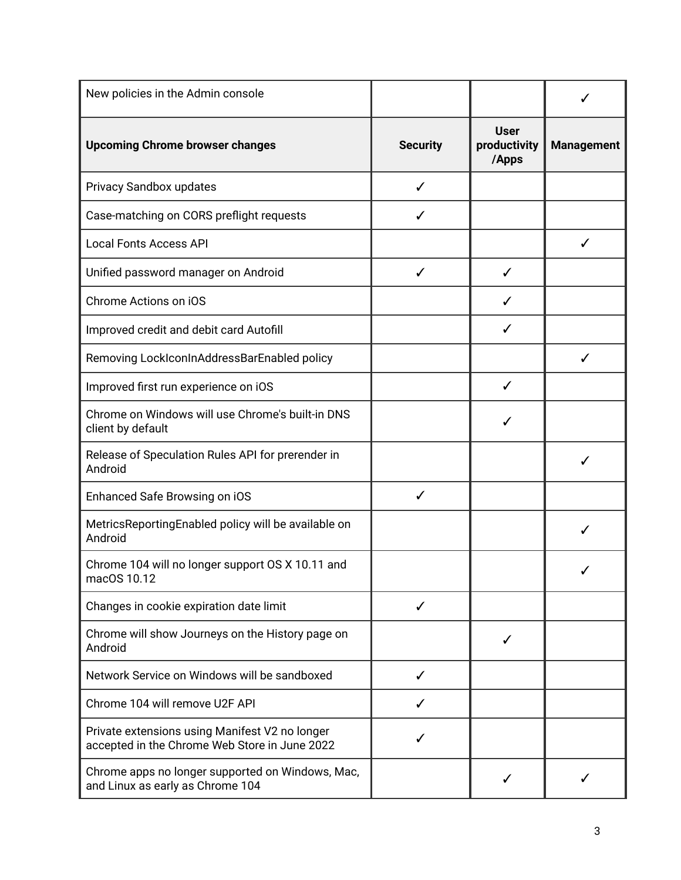| New policies in the Admin console | | | ✓ |
|---|---|---|---|
| **Upcoming Chrome browser changes** | **Security** | **User productivity /Apps** | **Management** |
| Privacy Sandbox updates | ✓ | | |
| Case-matching on CORS preflight requests | ✓ | | |
| Local Fonts Access API | | | ✓ |
| Unified password manager on Android | ✓ | ✓ | |
| Chrome Actions on iOS | | ✓ | |
| Improved credit and debit card Autofill | | ✓ | |
| Removing LockIconInAddressBarEnabled policy | | | ✓ |
| Improved first run experience on iOS | | ✓ | |
| Chrome on Windows will use Chrome's built-in DNS client by default | | ✓ | |
| Release of Speculation Rules API for prerender in Android | | | ✓ |
| Enhanced Safe Browsing on iOS | ✓ | | |
| MetricsReportingEnabled policy will be available on Android | | | ✓ |
| Chrome 104 will no longer support OS X 10.11 and macOS 10.12 | | | ✓ |
| Changes in cookie expiration date limit | ✓ | | |
| Chrome will show Journeys on the History page on Android | | ✓ | |
| Network Service on Windows will be sandboxed | ✓ | | |
| Chrome 104 will remove U2F API | ✓ | | |
| Private extensions using Manifest V2 no longer accepted in the Chrome Web Store in June 2022 | ✓ | | |
| Chrome apps no longer supported on Windows, Mac, and Linux as early as Chrome 104 | | ✓ | ✓ |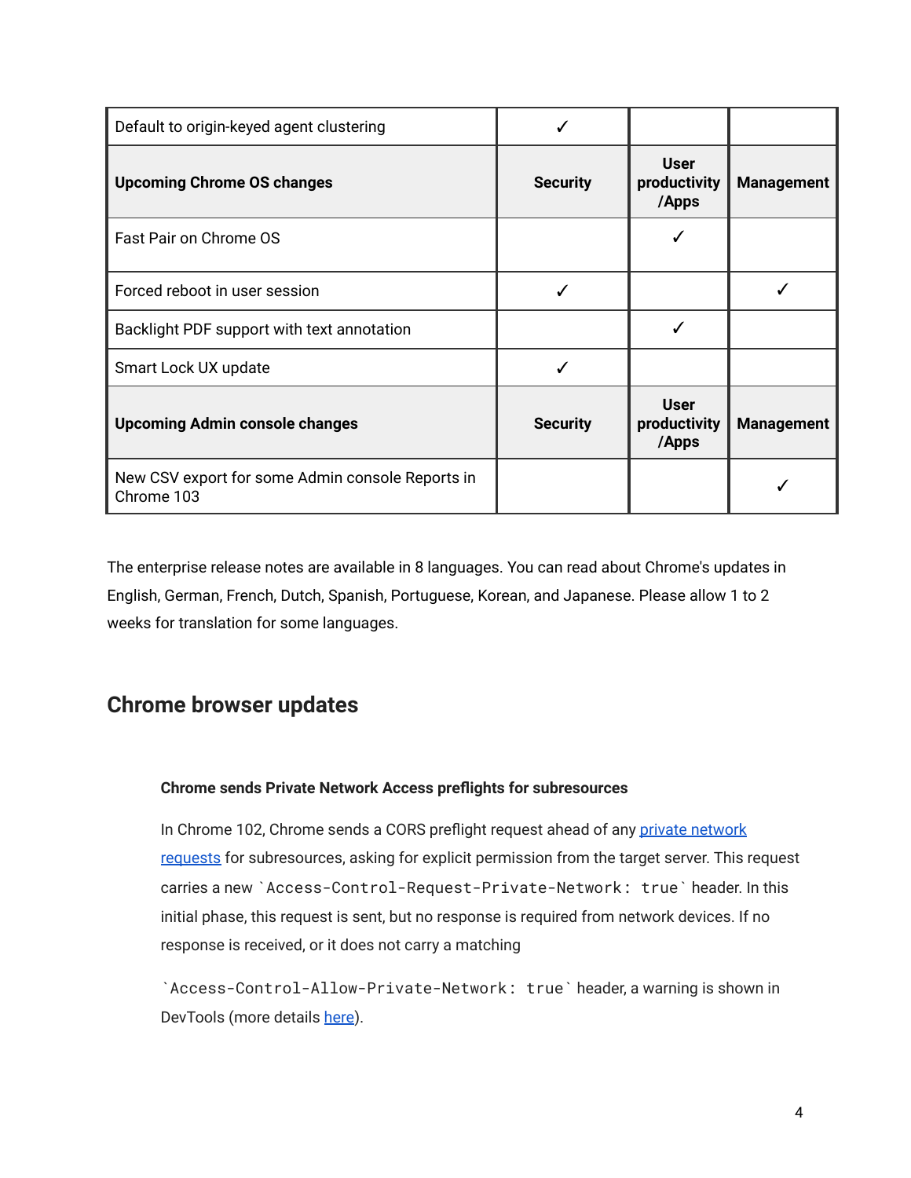| Default to origin-keyed agent clustering | ✓ | | |
|---|---|---|---|
| **Upcoming Chrome OS changes** | **Security** | **User productivity /Apps** | **Management** |
| Fast Pair on Chrome OS | | ✓ | |
| Forced reboot in user session | ✓ | | ✓ |
| Backlight PDF support with text annotation | | ✓ | |
| Smart Lock UX update | ✓ | | |
| **Upcoming Admin console changes** | **Security** | **User productivity /Apps** | **Management** |
| New CSV export for some Admin console Reports in Chrome 103 | | | ✓ |

The enterprise release notes are available in 8 languages. You can read about Chrome's updates in English, German, French, Dutch, Spanish, Portuguese, Korean, and Japanese. Please allow 1 to 2 weeks for translation for some languages.

## Chrome browser updates

#### Chrome sends Private Network Access preflights for subresources

In Chrome 102, Chrome sends a CORS preflight request ahead of any private network requests for subresources, asking for explicit permission from the target server. This request carries a new `Access-Control-Request-Private-Network: true` header. In this initial phase, this request is sent, but no response is required from network devices. If no response is received, or it does not carry a matching

`Access-Control-Allow-Private-Network: true` header, a warning is shown in DevTools (more details here).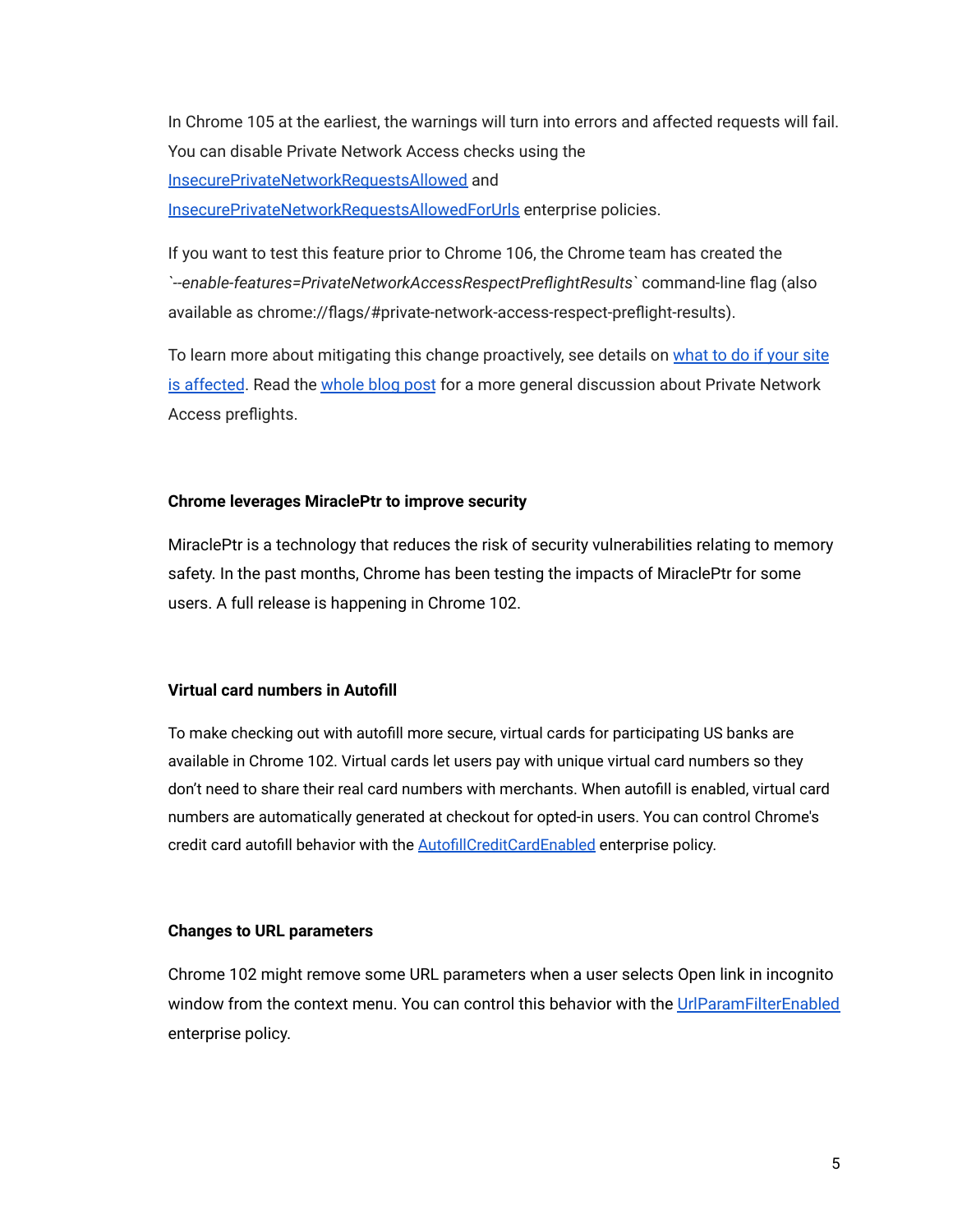In Chrome 105 at the earliest, the warnings will turn into errors and affected requests will fail. You can disable Private Network Access checks using the [InsecurePrivateNetworkRequestsAllowed]() and [InsecurePrivateNetworkRequestsAllowedForUrls]() enterprise policies.

If you want to test this feature prior to Chrome 106, the Chrome team has created the *`--enable-features=PrivateNetworkAccessRespectPreflightResults`* command-line flag (also available as chrome://flags/#private-network-access-respect-preflight-results).

To learn more about mitigating this change proactively, see details on [what to do if your site is affected](). Read the [whole blog post]() for a more general discussion about Private Network Access preflights.

**Chrome leverages MiraclePtr to improve security**

MiraclePtr is a technology that reduces the risk of security vulnerabilities relating to memory safety. In the past months, Chrome has been testing the impacts of MiraclePtr for some users. A full release is happening in Chrome 102.

**Virtual card numbers in Autofill**

To make checking out with autofill more secure, virtual cards for participating US banks are available in Chrome 102. Virtual cards let users pay with unique virtual card numbers so they don't need to share their real card numbers with merchants. When autofill is enabled, virtual card numbers are automatically generated at checkout for opted-in users. You can control Chrome's credit card autofill behavior with the [AutofillCreditCardEnabled]() enterprise policy.

**Changes to URL parameters**

Chrome 102 might remove some URL parameters when a user selects Open link in incognito window from the context menu. You can control this behavior with the [UrlParamFilterEnabled]() enterprise policy.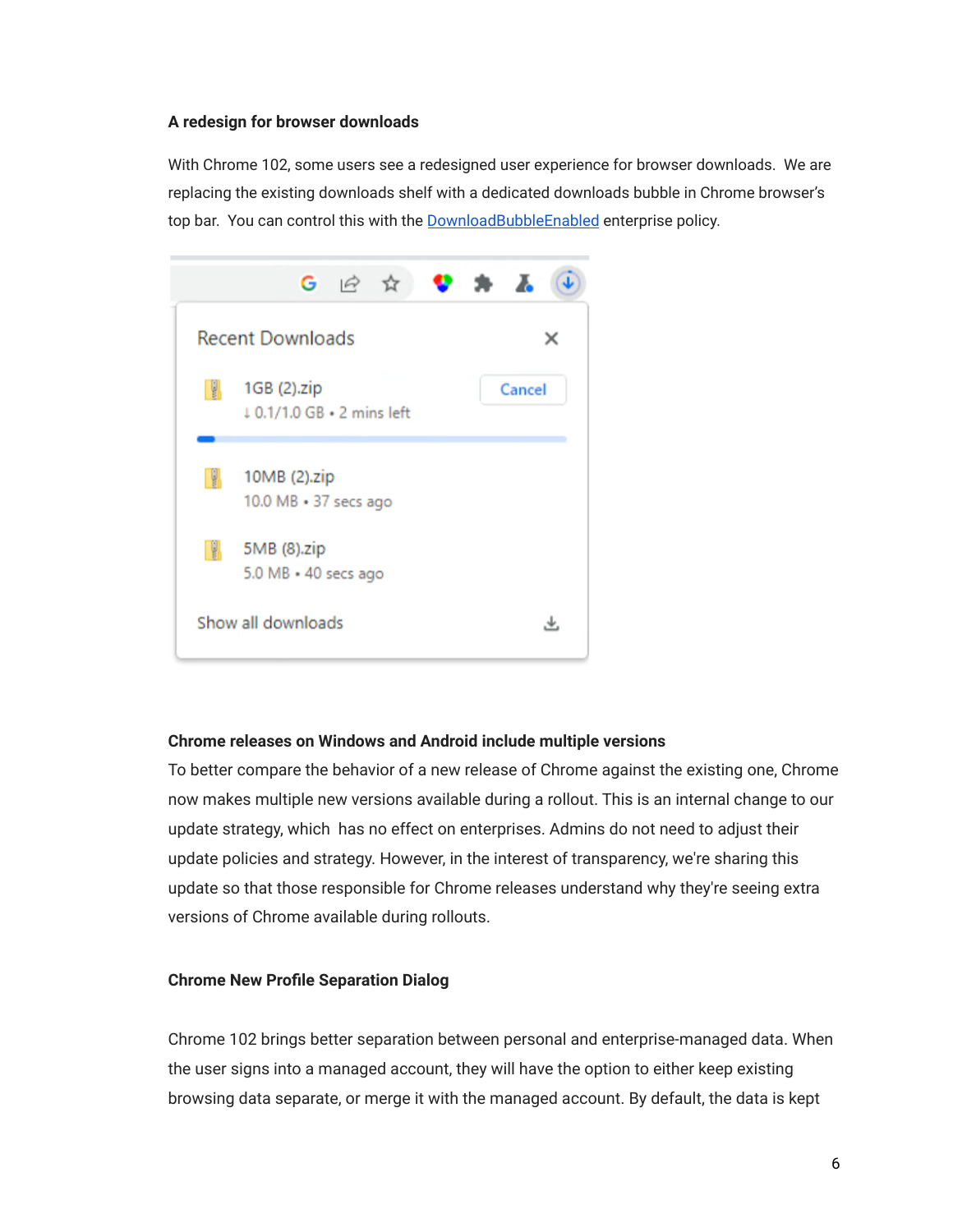**A redesign for browser downloads**

With Chrome 102, some users see a redesigned user experience for browser downloads. We are replacing the existing downloads shelf with a dedicated downloads bubble in Chrome browser's top bar. You can control this with the [DownloadBubbleEnabled]() enterprise policy.

**Chrome releases on Windows and Android include multiple versions**

To better compare the behavior of a new release of Chrome against the existing one, Chrome now makes multiple new versions available during a rollout. This is an internal change to our update strategy, which has no effect on enterprises. Admins do not need to adjust their update policies and strategy. However, in the interest of transparency, we're sharing this update so that those responsible for Chrome releases understand why they're seeing extra versions of Chrome available during rollouts.

**Chrome New Profile Separation Dialog**

Chrome 102 brings better separation between personal and enterprise-managed data. When the user signs into a managed account, they will have the option to either keep existing browsing data separate, or merge it with the managed account. By default, the data is kept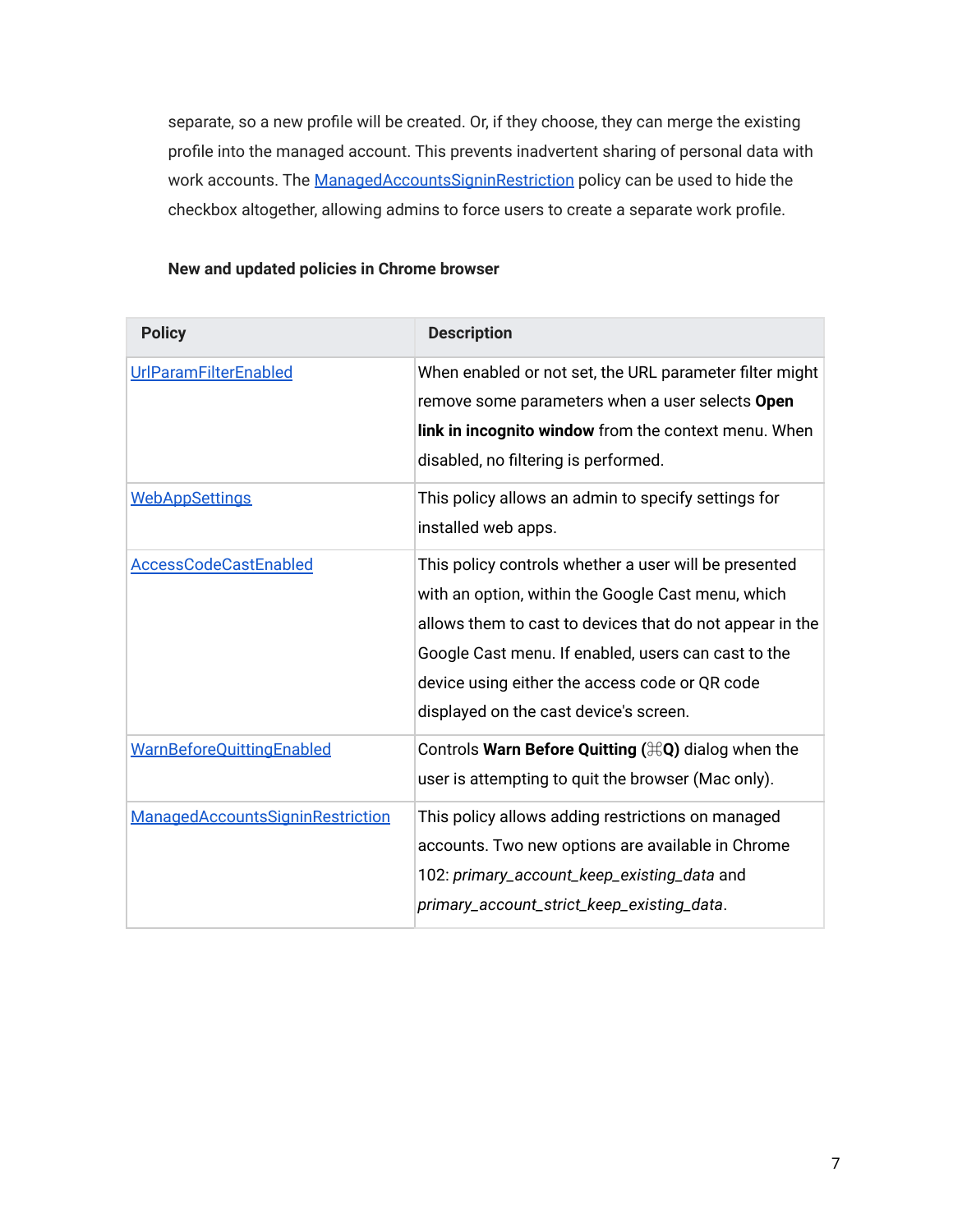separate, so a new profile will be created. Or, if they choose, they can merge the existing profile into the managed account. This prevents inadvertent sharing of personal data with work accounts. The ManagedAccountsSigninRestriction policy can be used to hide the checkbox altogether, allowing admins to force users to create a separate work profile.

**New and updated policies in Chrome browser**

| Policy | Description |
| --- | --- |
| UrlParamFilterEnabled | When enabled or not set, the URL parameter filter might remove some parameters when a user selects **Open link in incognito window** from the context menu. When disabled, no filtering is performed. |
| WebAppSettings | This policy allows an admin to specify settings for installed web apps. |
| AccessCodeCastEnabled | This policy controls whether a user will be presented with an option, within the Google Cast menu, which allows them to cast to devices that do not appear in the Google Cast menu. If enabled, users can cast to the device using either the access code or QR code displayed on the cast device's screen. |
| WarnBeforeQuittingEnabled | Controls **Warn Before Quitting (⌘Q)** dialog when the user is attempting to quit the browser (Mac only). |
| ManagedAccountsSigninRestriction | This policy allows adding restrictions on managed accounts. Two new options are available in Chrome 102: *primary_account_keep_existing_data* and *primary_account_strict_keep_existing_data*. |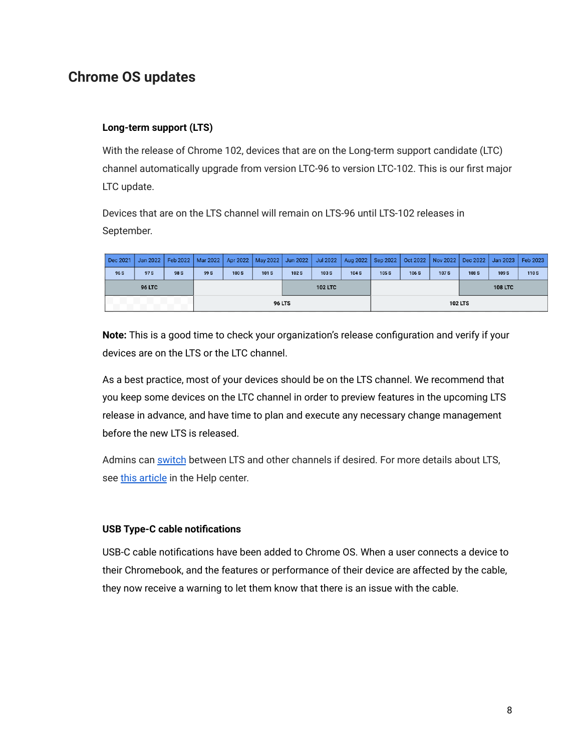## Chrome OS updates

### Long-term support (LTS)

With the release of Chrome 102, devices that are on the Long-term support candidate (LTC) channel automatically upgrade from version LTC-96 to version LTC-102. This is our first major LTC update.

Devices that are on the LTS channel will remain on LTS-96 until LTS-102 releases in September.

| Dec 2021 | Jan 2022 | Feb 2022 | Mar 2022 | Apr 2022 | May 2022 | Jun 2022 | Jul 2022 | Aug 2022 | Sep 2022 | Oct 2022 | Nov 2022 | Dec 2022 | Jan 2023 | Feb 2023 |
|---|---|---|---|---|---|---|---|---|---|---|---|---|---|---|
| 96 S | 97 S | 98 S | 99 S | 100 S | 101 S | 102 S | 103 S | 104 S | 105 S | 106 S | 107 S | 108 S | 109 S | 110 S |
| | 96 LTC | | | | | | 102 LTC | | | | | | 108 LTC | |
| | | | | | 96 LTS | | | | | | 102 LTS | | | |

**Note:** This is a good time to check your organization's release configuration and verify if your devices are on the LTS or the LTC channel.

As a best practice, most of your devices should be on the LTS channel. We recommend that you keep some devices on the LTC channel in order to preview features in the upcoming LTS release in advance, and have time to plan and execute any necessary change management before the new LTS is released.

Admins can switch between LTS and other channels if desired. For more details about LTS, see this article in the Help center.

### USB Type-C cable notifications

USB-C cable notifications have been added to Chrome OS. When a user connects a device to their Chromebook, and the features or performance of their device are affected by the cable, they now receive a warning to let them know that there is an issue with the cable.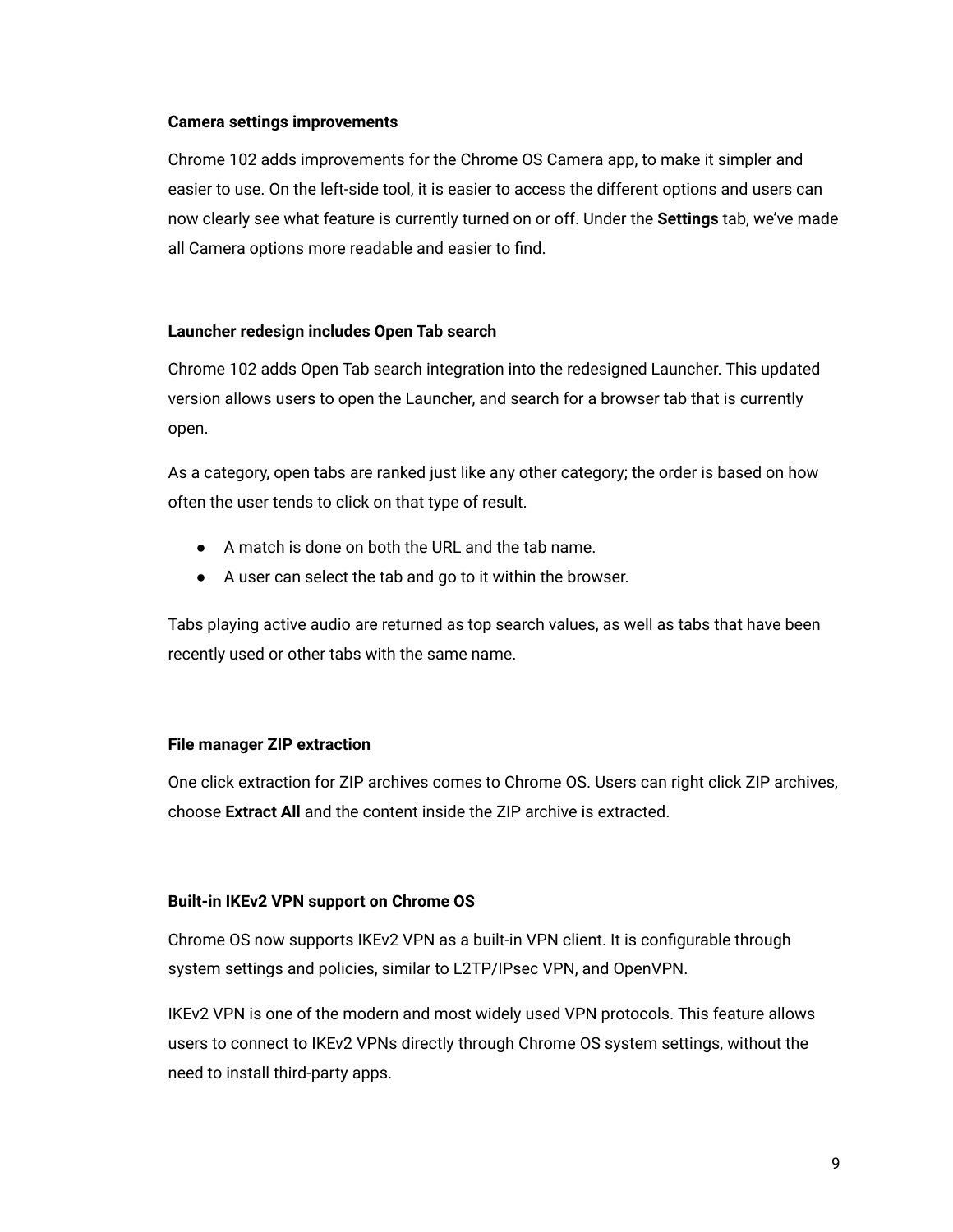### Camera settings improvements

Chrome 102 adds improvements for the Chrome OS Camera app, to make it simpler and easier to use. On the left-side tool, it is easier to access the different options and users can now clearly see what feature is currently turned on or off. Under the **Settings** tab, we've made all Camera options more readable and easier to find.

### Launcher redesign includes Open Tab search

Chrome 102 adds Open Tab search integration into the redesigned Launcher. This updated version allows users to open the Launcher, and search for a browser tab that is currently open.

As a category, open tabs are ranked just like any other category; the order is based on how often the user tends to click on that type of result.

- A match is done on both the URL and the tab name.
- A user can select the tab and go to it within the browser.

Tabs playing active audio are returned as top search values, as well as tabs that have been recently used or other tabs with the same name.

### File manager ZIP extraction

One click extraction for ZIP archives comes to Chrome OS. Users can right click ZIP archives, choose **Extract All** and the content inside the ZIP archive is extracted.

### Built-in IKEv2 VPN support on Chrome OS

Chrome OS now supports IKEv2 VPN as a built-in VPN client. It is configurable through system settings and policies, similar to L2TP/IPsec VPN, and OpenVPN.

IKEv2 VPN is one of the modern and most widely used VPN protocols. This feature allows users to connect to IKEv2 VPNs directly through Chrome OS system settings, without the need to install third-party apps.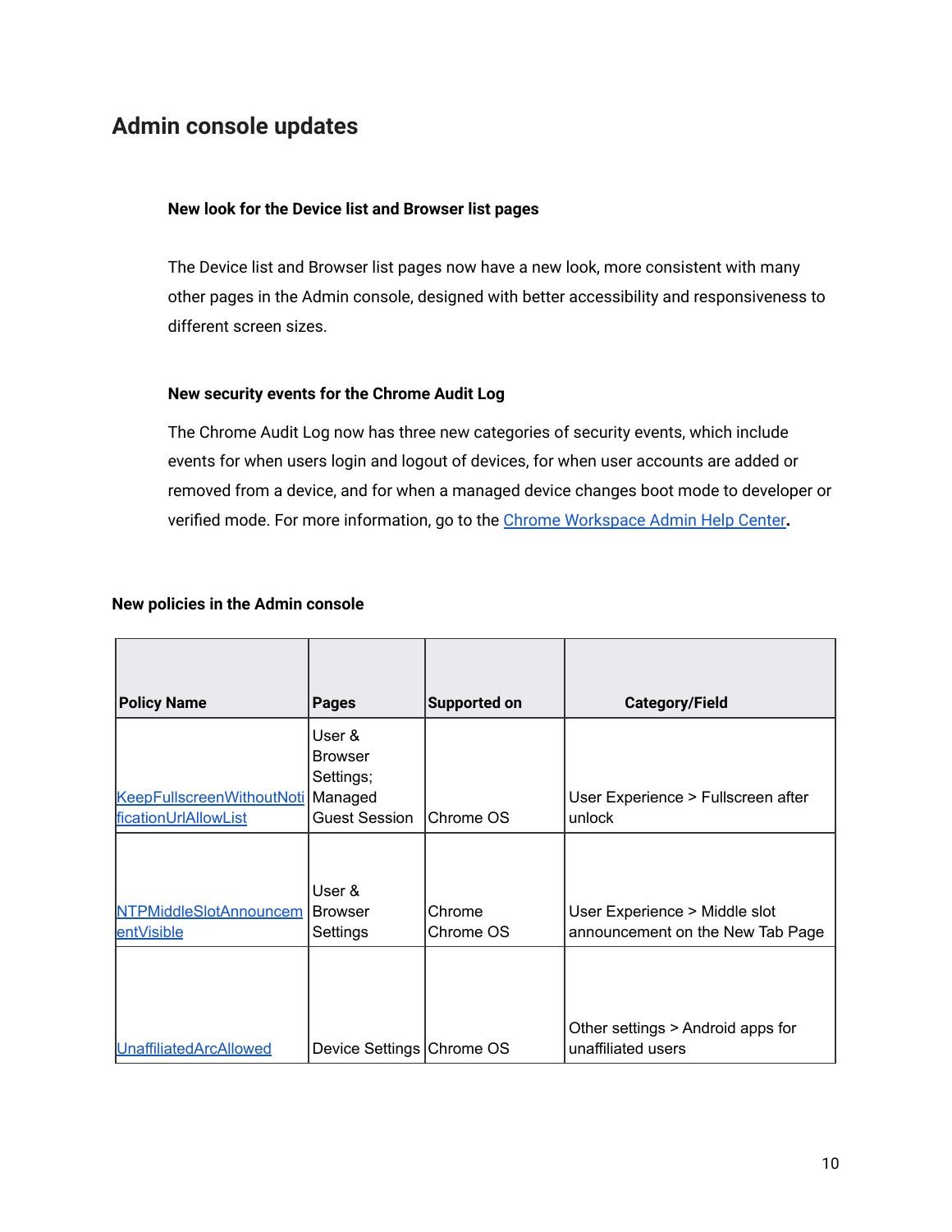## Admin console updates

### New look for the Device list and Browser list pages

The Device list and Browser list pages now have a new look, more consistent with many other pages in the Admin console, designed with better accessibility and responsiveness to different screen sizes.

### New security events for the Chrome Audit Log

The Chrome Audit Log now has three new categories of security events, which include events for when users login and logout of devices, for when user accounts are added or removed from a device, and for when a managed device changes boot mode to developer or verified mode. For more information, go to the Chrome Workspace Admin Help Center**.**

### New policies in the Admin console

| Policy Name | Pages | Supported on | Category/Field |
|---|---|---|---|
| KeepFullscreenWithoutNotificationUrlAllowList | User & Browser Settings; Managed Guest Session | Chrome OS | User Experience > Fullscreen after unlock |
| NTPMiddleSlotAnnouncementVisible | User & Browser Settings | Chrome<br>Chrome OS | User Experience > Middle slot announcement on the New Tab Page |
| UnaffiliatedArcAllowed | Device Settings | Chrome OS | Other settings > Android apps for unaffiliated users |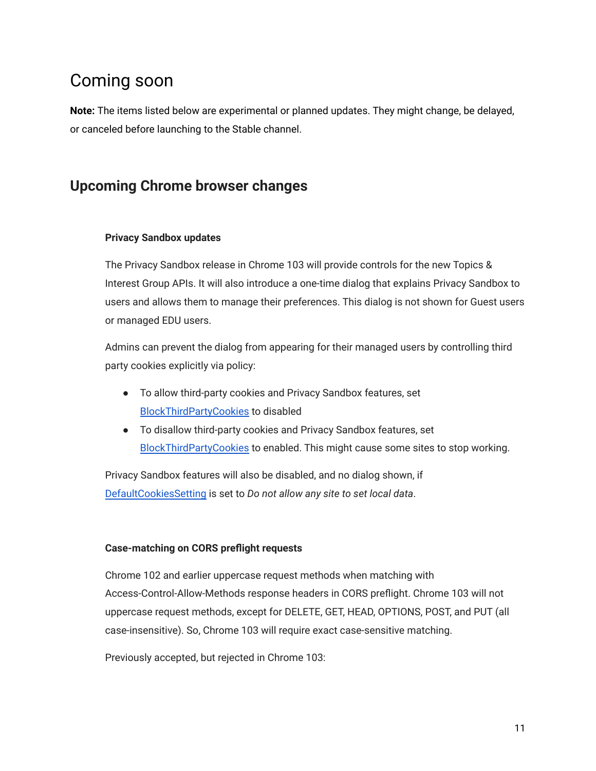# Coming soon

**Note:** The items listed below are experimental or planned updates. They might change, be delayed, or canceled before launching to the Stable channel.

## Upcoming Chrome browser changes

### Privacy Sandbox updates

The Privacy Sandbox release in Chrome 103 will provide controls for the new Topics & Interest Group APIs. It will also introduce a one-time dialog that explains Privacy Sandbox to users and allows them to manage their preferences. This dialog is not shown for Guest users or managed EDU users.

Admins can prevent the dialog from appearing for their managed users by controlling third party cookies explicitly via policy:

- To allow third-party cookies and Privacy Sandbox features, set BlockThirdPartyCookies to disabled
- To disallow third-party cookies and Privacy Sandbox features, set BlockThirdPartyCookies to enabled. This might cause some sites to stop working.

Privacy Sandbox features will also be disabled, and no dialog shown, if DefaultCookiesSetting is set to *Do not allow any site to set local data*.

### Case-matching on CORS preflight requests

Chrome 102 and earlier uppercase request methods when matching with Access-Control-Allow-Methods response headers in CORS preflight. Chrome 103 will not uppercase request methods, except for DELETE, GET, HEAD, OPTIONS, POST, and PUT (all case-insensitive). So, Chrome 103 will require exact case-sensitive matching.

Previously accepted, but rejected in Chrome 103: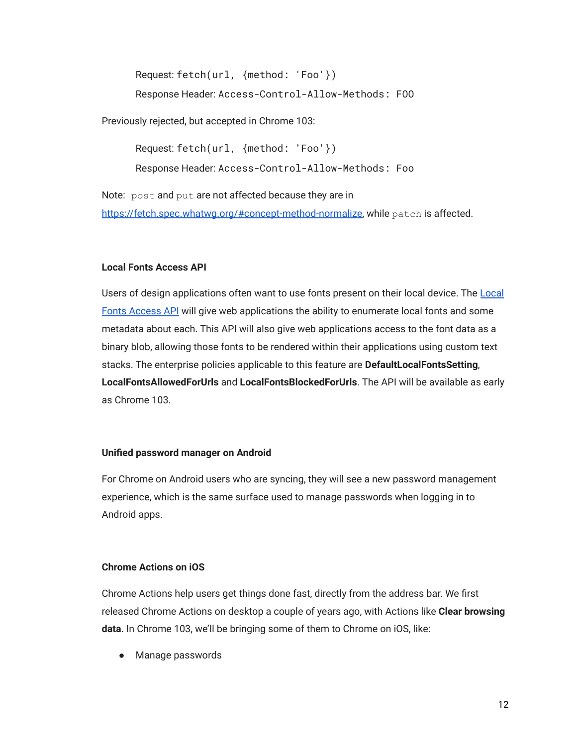Request: `fetch(url, {method: 'Foo'})`

Response Header: `Access-Control-Allow-Methods: FOO`

Previously rejected, but accepted in Chrome 103:

Request: `fetch(url, {method: 'Foo'})`

Response Header: `Access-Control-Allow-Methods: Foo`

Note: `post` and `put` are not affected because they are in [https://fetch.spec.whatwg.org/#concept-method-normalize](https://fetch.spec.whatwg.org/#concept-method-normalize), while `patch` is affected.

**Local Fonts Access API**

Users of design applications often want to use fonts present on their local device. The [Local Fonts Access API](#) will give web applications the ability to enumerate local fonts and some metadata about each. This API will also give web applications access to the font data as a binary blob, allowing those fonts to be rendered within their applications using custom text stacks. The enterprise policies applicable to this feature are **DefaultLocalFontsSetting**, **LocalFontsAllowedForUrls** and **LocalFontsBlockedForUrls**. The API will be available as early as Chrome 103.

**Unified password manager on Android**

For Chrome on Android users who are syncing, they will see a new password management experience, which is the same surface used to manage passwords when logging in to Android apps.

**Chrome Actions on iOS**

Chrome Actions help users get things done fast, directly from the address bar. We first released Chrome Actions on desktop a couple of years ago, with Actions like **Clear browsing data**. In Chrome 103, we'll be bringing some of them to Chrome on iOS, like:

- Manage passwords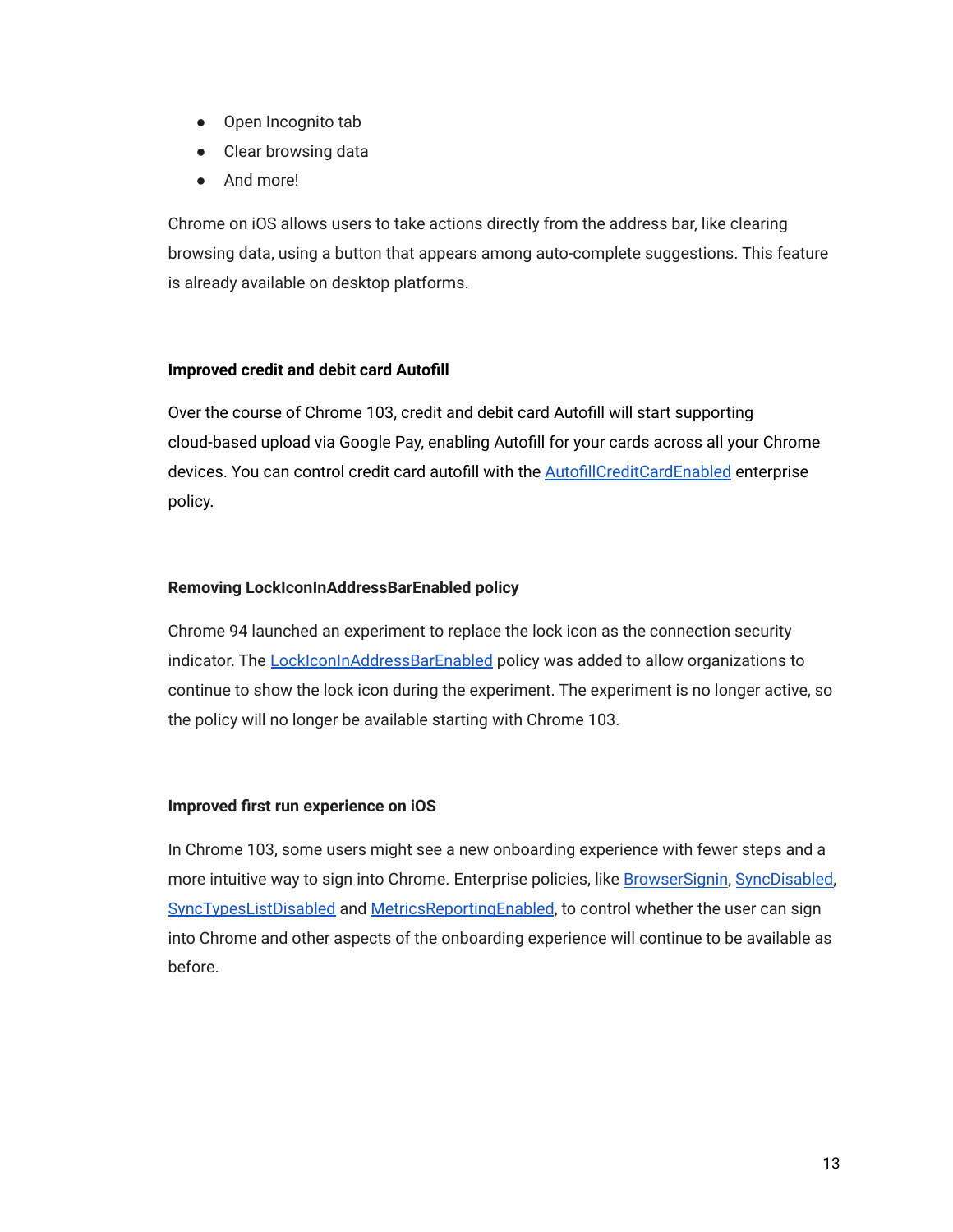- Open Incognito tab
- Clear browsing data
- And more!

Chrome on iOS allows users to take actions directly from the address bar, like clearing browsing data, using a button that appears among auto-complete suggestions. This feature is already available on desktop platforms.

### Improved credit and debit card Autofill

Over the course of Chrome 103, credit and debit card Autofill will start supporting cloud-based upload via Google Pay, enabling Autofill for your cards across all your Chrome devices. You can control credit card autofill with the AutofillCreditCardEnabled enterprise policy.

### Removing LockIconInAddressBarEnabled policy

Chrome 94 launched an experiment to replace the lock icon as the connection security indicator. The LockIconInAddressBarEnabled policy was added to allow organizations to continue to show the lock icon during the experiment. The experiment is no longer active, so the policy will no longer be available starting with Chrome 103.

### Improved first run experience on iOS

In Chrome 103, some users might see a new onboarding experience with fewer steps and a more intuitive way to sign into Chrome. Enterprise policies, like BrowserSignin, SyncDisabled, SyncTypesListDisabled and MetricsReportingEnabled, to control whether the user can sign into Chrome and other aspects of the onboarding experience will continue to be available as before.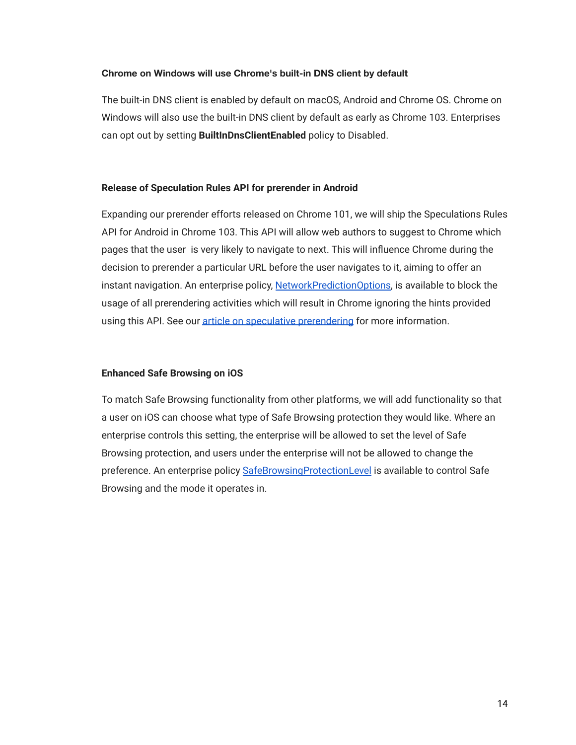### Chrome on Windows will use Chrome's built-in DNS client by default

The built-in DNS client is enabled by default on macOS, Android and Chrome OS. Chrome on Windows will also use the built-in DNS client by default as early as Chrome 103. Enterprises can opt out by setting **BuiltInDnsClientEnabled** policy to Disabled.

### Release of Speculation Rules API for prerender in Android

Expanding our prerender efforts released on Chrome 101, we will ship the Speculations Rules API for Android in Chrome 103. This API will allow web authors to suggest to Chrome which pages that the user  is very likely to navigate to next. This will influence Chrome during the decision to prerender a particular URL before the user navigates to it, aiming to offer an instant navigation. An enterprise policy, NetworkPredictionOptions, is available to block the usage of all prerendering activities which will result in Chrome ignoring the hints provided using this API. See our article on speculative prerendering for more information.

### Enhanced Safe Browsing on iOS

To match Safe Browsing functionality from other platforms, we will add functionality so that a user on iOS can choose what type of Safe Browsing protection they would like. Where an enterprise controls this setting, the enterprise will be allowed to set the level of Safe Browsing protection, and users under the enterprise will not be allowed to change the preference. An enterprise policy SafeBrowsingProtectionLevel is available to control Safe Browsing and the mode it operates in.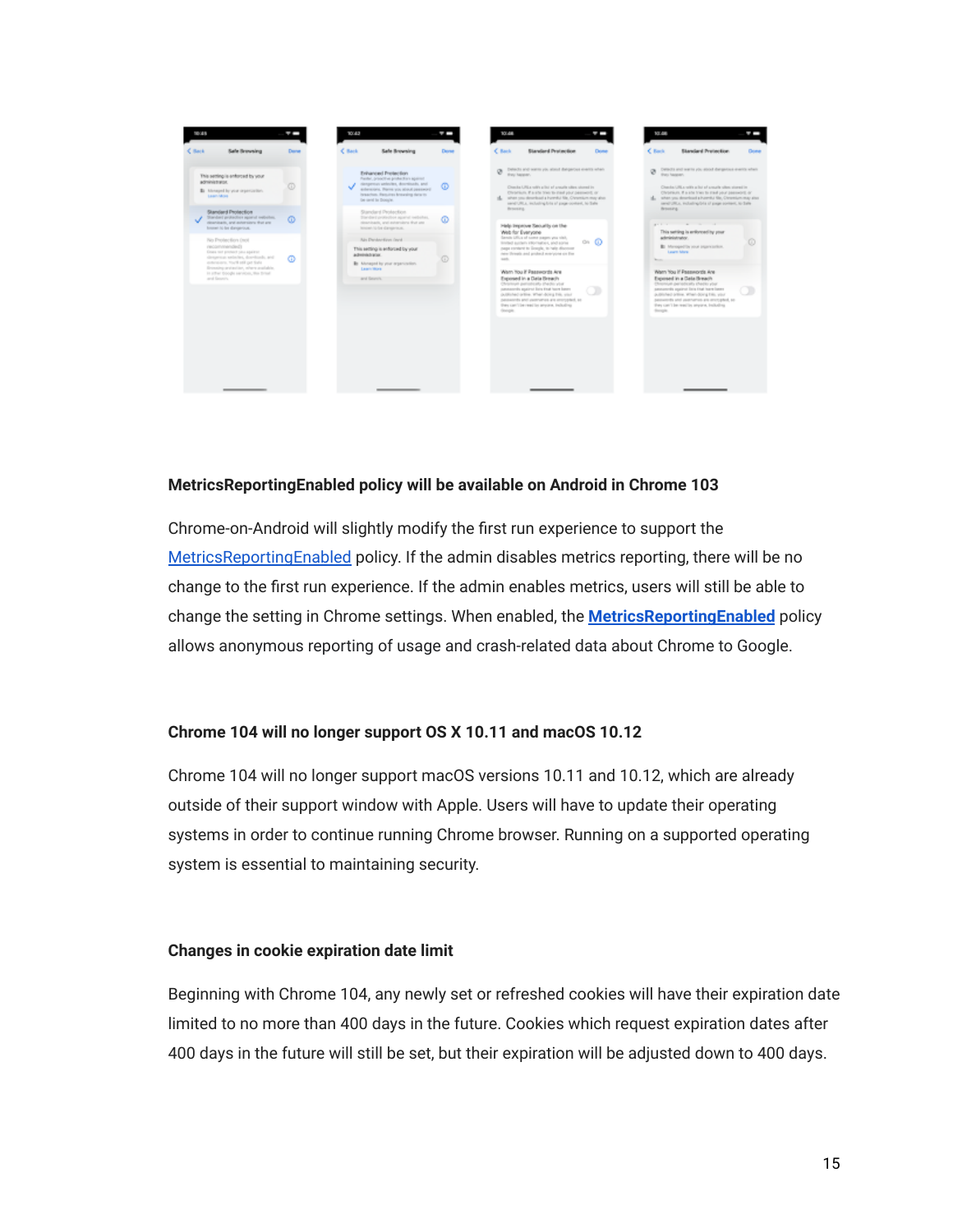**MetricsReportingEnabled policy will be available on Android in Chrome 103**

Chrome-on-Android will slightly modify the first run experience to support the MetricsReportingEnabled policy. If the admin disables metrics reporting, there will be no change to the first run experience. If the admin enables metrics, users will still be able to change the setting in Chrome settings. When enabled, the **MetricsReportingEnabled** policy allows anonymous reporting of usage and crash-related data about Chrome to Google.

**Chrome 104 will no longer support OS X 10.11 and macOS 10.12**

Chrome 104 will no longer support macOS versions 10.11 and 10.12, which are already outside of their support window with Apple. Users will have to update their operating systems in order to continue running Chrome browser. Running on a supported operating system is essential to maintaining security.

**Changes in cookie expiration date limit**

Beginning with Chrome 104, any newly set or refreshed cookies will have their expiration date limited to no more than 400 days in the future. Cookies which request expiration dates after 400 days in the future will still be set, but their expiration will be adjusted down to 400 days.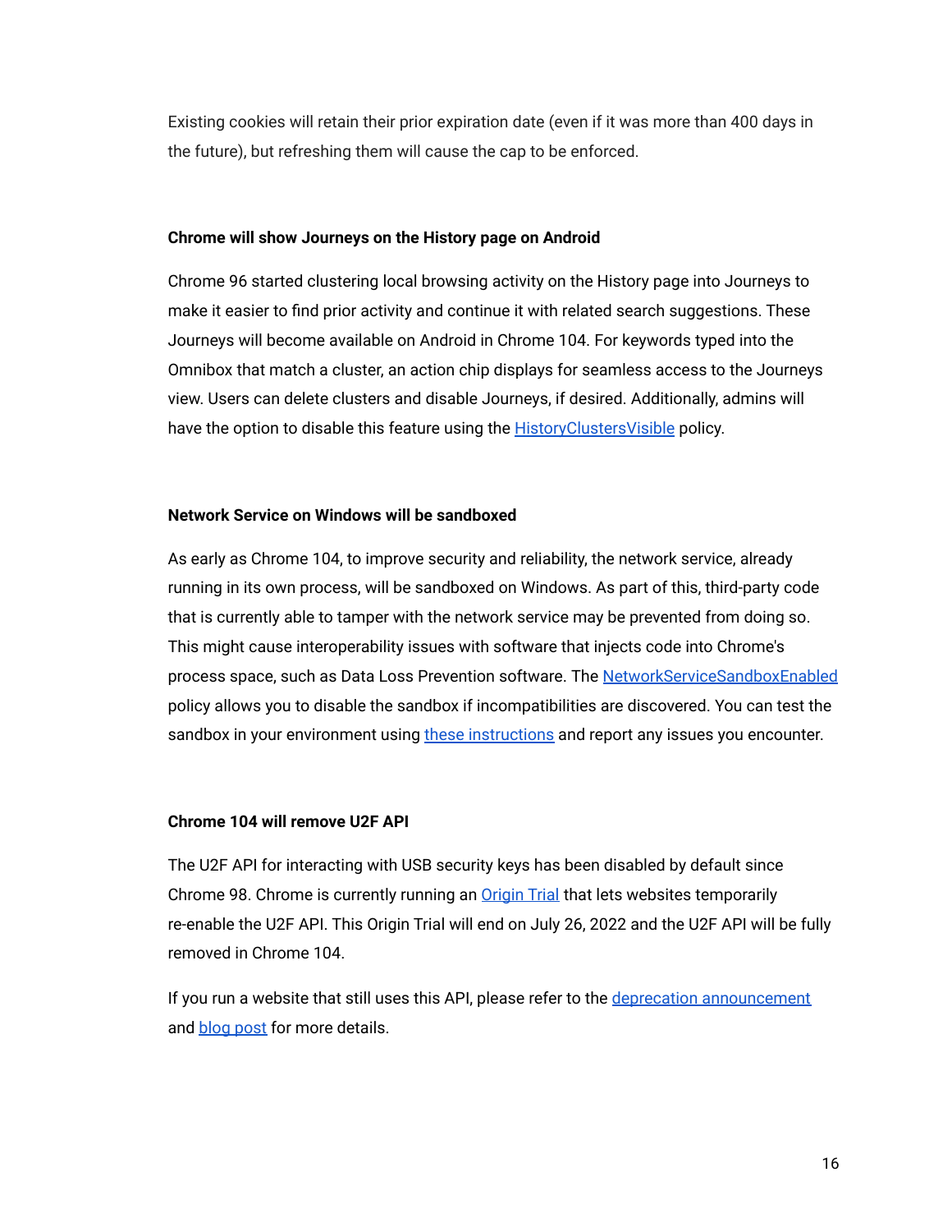Existing cookies will retain their prior expiration date (even if it was more than 400 days in the future), but refreshing them will cause the cap to be enforced.

**Chrome will show Journeys on the History page on Android**

Chrome 96 started clustering local browsing activity on the History page into Journeys to make it easier to find prior activity and continue it with related search suggestions. These Journeys will become available on Android in Chrome 104. For keywords typed into the Omnibox that match a cluster, an action chip displays for seamless access to the Journeys view. Users can delete clusters and disable Journeys, if desired. Additionally, admins will have the option to disable this feature using the HistoryClustersVisible policy.

**Network Service on Windows will be sandboxed**

As early as Chrome 104, to improve security and reliability, the network service, already running in its own process, will be sandboxed on Windows. As part of this, third-party code that is currently able to tamper with the network service may be prevented from doing so. This might cause interoperability issues with software that injects code into Chrome's process space, such as Data Loss Prevention software. The NetworkServiceSandboxEnabled policy allows you to disable the sandbox if incompatibilities are discovered. You can test the sandbox in your environment using these instructions and report any issues you encounter.

**Chrome 104 will remove U2F API**

The U2F API for interacting with USB security keys has been disabled by default since Chrome 98. Chrome is currently running an Origin Trial that lets websites temporarily re-enable the U2F API. This Origin Trial will end on July 26, 2022 and the U2F API will be fully removed in Chrome 104.

If you run a website that still uses this API, please refer to the deprecation announcement and blog post for more details.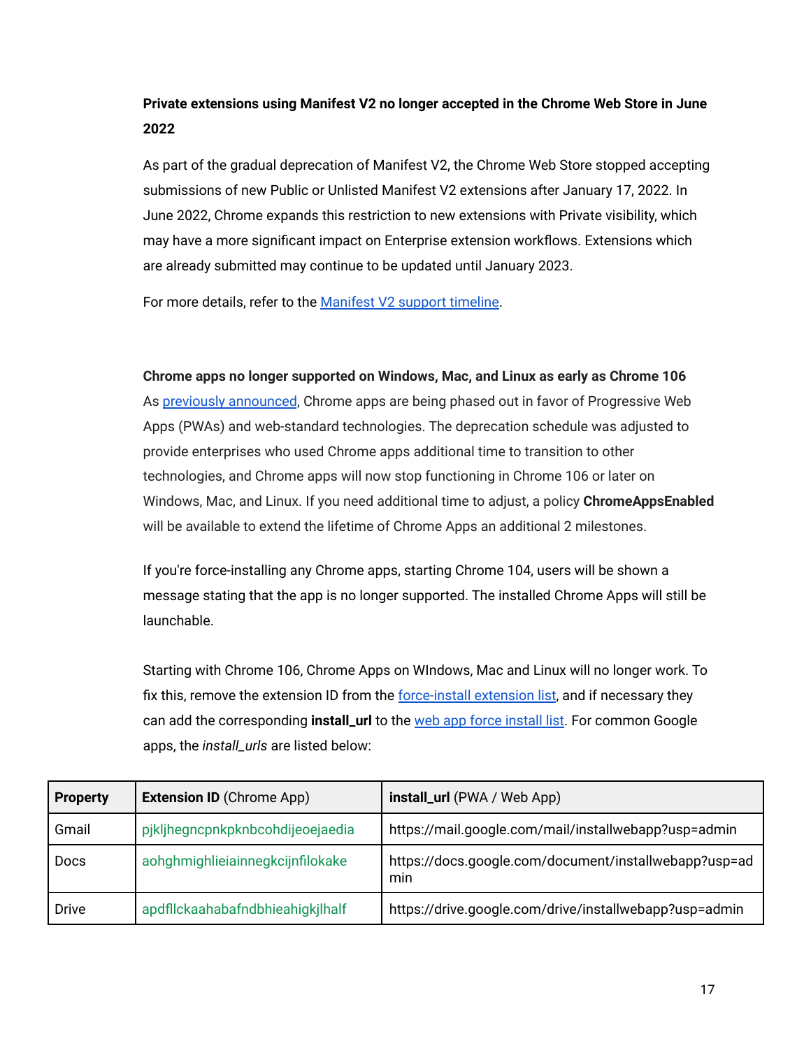**Private extensions using Manifest V2 no longer accepted in the Chrome Web Store in June 2022**

As part of the gradual deprecation of Manifest V2, the Chrome Web Store stopped accepting submissions of new Public or Unlisted Manifest V2 extensions after January 17, 2022. In June 2022, Chrome expands this restriction to new extensions with Private visibility, which may have a more significant impact on Enterprise extension workflows. Extensions which are already submitted may continue to be updated until January 2023.

For more details, refer to the [Manifest V2 support timeline](#).

**Chrome apps no longer supported on Windows, Mac, and Linux as early as Chrome 106**

As [previously announced](#), Chrome apps are being phased out in favor of Progressive Web Apps (PWAs) and web-standard technologies. The deprecation schedule was adjusted to provide enterprises who used Chrome apps additional time to transition to other technologies, and Chrome apps will now stop functioning in Chrome 106 or later on Windows, Mac, and Linux. If you need additional time to adjust, a policy **ChromeAppsEnabled** will be available to extend the lifetime of Chrome Apps an additional 2 milestones.

If you're force-installing any Chrome apps, starting Chrome 104, users will be shown a message stating that the app is no longer supported. The installed Chrome Apps will still be launchable.

Starting with Chrome 106, Chrome Apps on WIndows, Mac and Linux will no longer work. To fix this, remove the extension ID from the [force-install extension list](#), and if necessary they can add the corresponding **install_url** to the [web app force install list](#). For common Google apps, the *install_urls* are listed below:

| **Property** | **Extension ID** (Chrome App) | **install_url** (PWA / Web App) |
|---|---|---|
| Gmail | pjkljhegncpnkpknbcohdijeoejaedia | https://mail.google.com/mail/installwebapp?usp=admin |
| Docs | aohghmighlieiainnegkcijnfilokake | https://docs.google.com/document/installwebapp?usp=admin |
| Drive | apdfllckaahabafndbhieahigkjlhalf | https://drive.google.com/drive/installwebapp?usp=admin |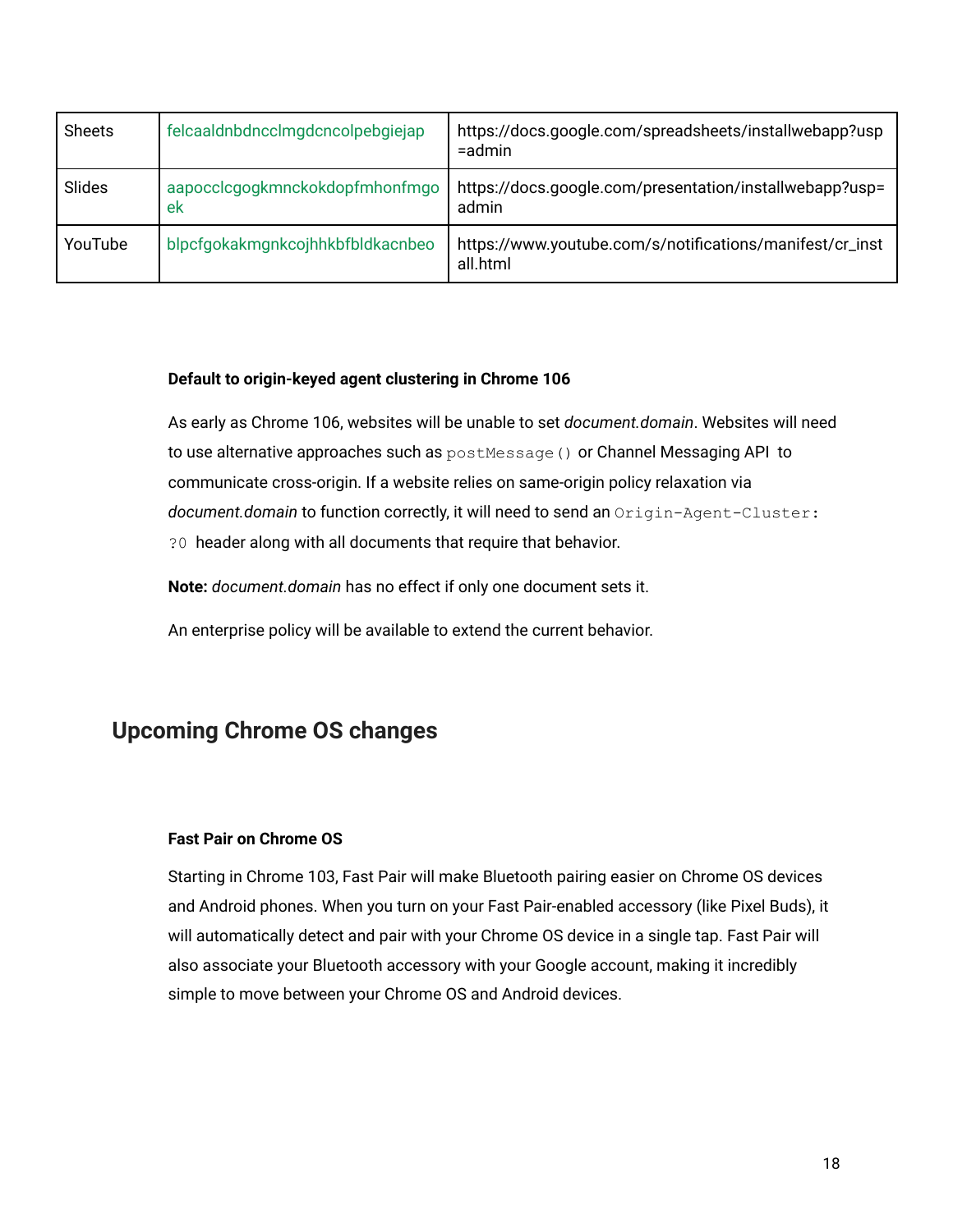| Sheets | felcaaldnbdncclmgdcncolpebgiejap | https://docs.google.com/spreadsheets/installwebapp?usp=admin |
|---|---|---|
| Slides | aapocclcgogkmnckokdopfmhonfmgoek | https://docs.google.com/presentation/installwebapp?usp=admin |
| YouTube | blpcfgokakmgnkcojhhkbfbldkacnbeo | https://www.youtube.com/s/notifications/manifest/cr_install.html |

**Default to origin-keyed agent clustering in Chrome 106**

As early as Chrome 106, websites will be unable to set *document.domain*. Websites will need to use alternative approaches such as `postMessage()` or Channel Messaging API to communicate cross-origin. If a website relies on same-origin policy relaxation via *document.domain* to function correctly, it will need to send an `Origin-Agent-Cluster: ?0` header along with all documents that require that behavior.

**Note:** *document.domain* has no effect if only one document sets it.

An enterprise policy will be available to extend the current behavior.

## Upcoming Chrome OS changes

**Fast Pair on Chrome OS**

Starting in Chrome 103, Fast Pair will make Bluetooth pairing easier on Chrome OS devices and Android phones. When you turn on your Fast Pair-enabled accessory (like Pixel Buds), it will automatically detect and pair with your Chrome OS device in a single tap. Fast Pair will also associate your Bluetooth accessory with your Google account, making it incredibly simple to move between your Chrome OS and Android devices.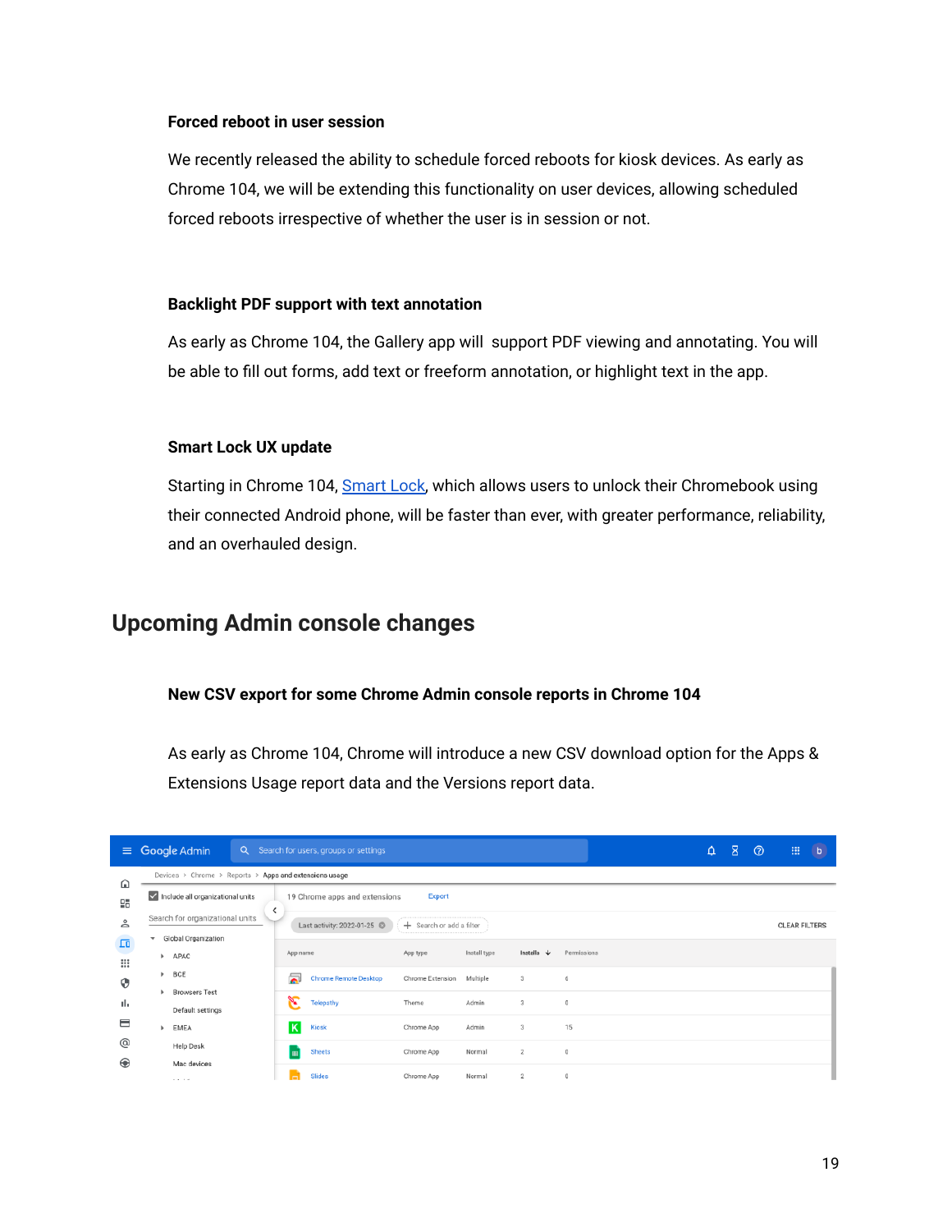### Forced reboot in user session

We recently released the ability to schedule forced reboots for kiosk devices. As early as Chrome 104, we will be extending this functionality on user devices, allowing scheduled forced reboots irrespective of whether the user is in session or not.

### Backlight PDF support with text annotation

As early as Chrome 104, the Gallery app will support PDF viewing and annotating. You will be able to fill out forms, add text or freeform annotation, or highlight text in the app.

### Smart Lock UX update

Starting in Chrome 104, Smart Lock, which allows users to unlock their Chromebook using their connected Android phone, will be faster than ever, with greater performance, reliability, and an overhauled design.

## Upcoming Admin console changes

### New CSV export for some Chrome Admin console reports in Chrome 104

As early as Chrome 104, Chrome will introduce a new CSV download option for the Apps & Extensions Usage report data and the Versions report data.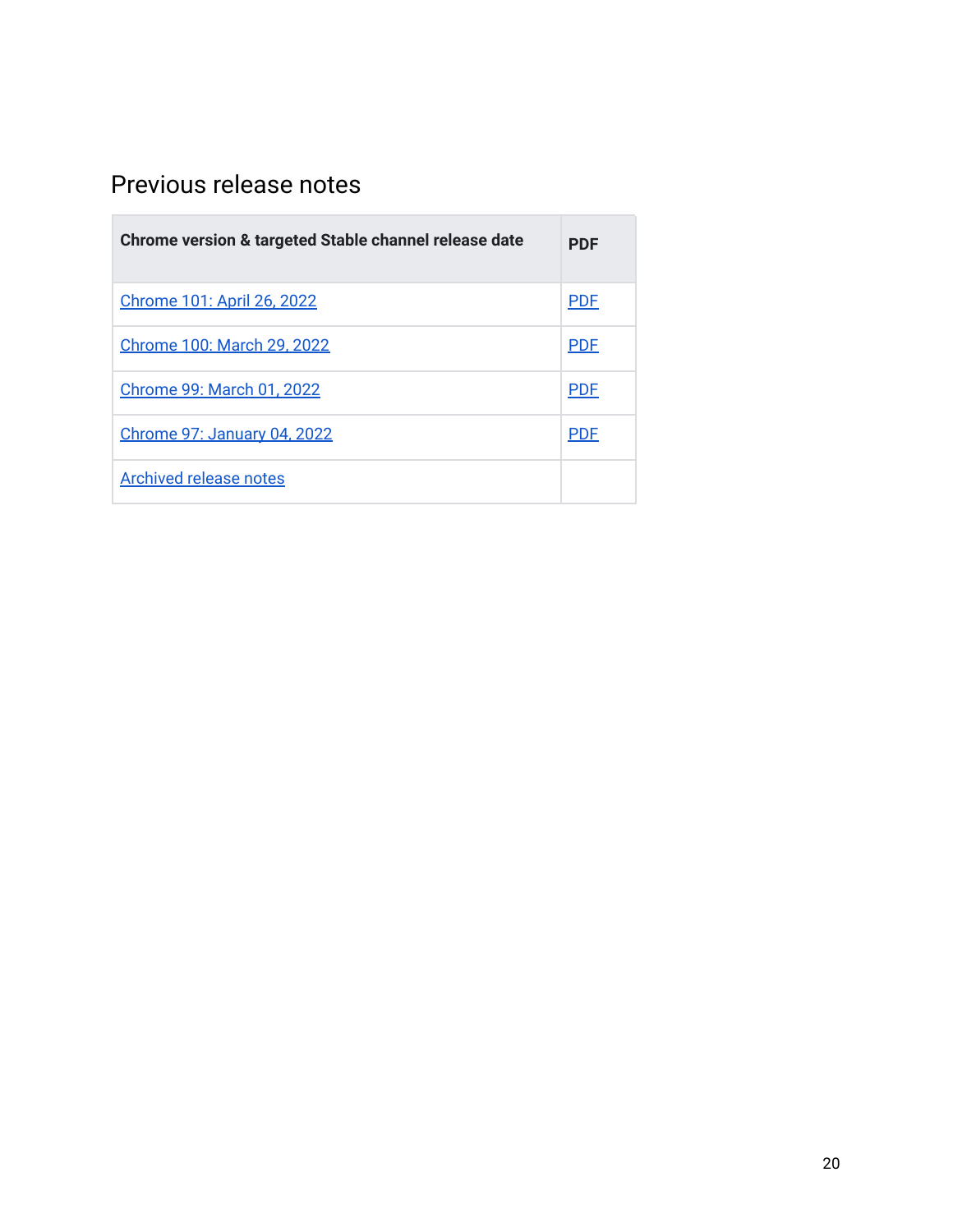## Previous release notes

| Chrome version & targeted Stable channel release date | PDF |
|---|---|
| Chrome 101: April 26, 2022 | PDF |
| Chrome 100: March 29, 2022 | PDF |
| Chrome 99: March 01, 2022 | PDF |
| Chrome 97: January 04, 2022 | PDF |
| Archived release notes | |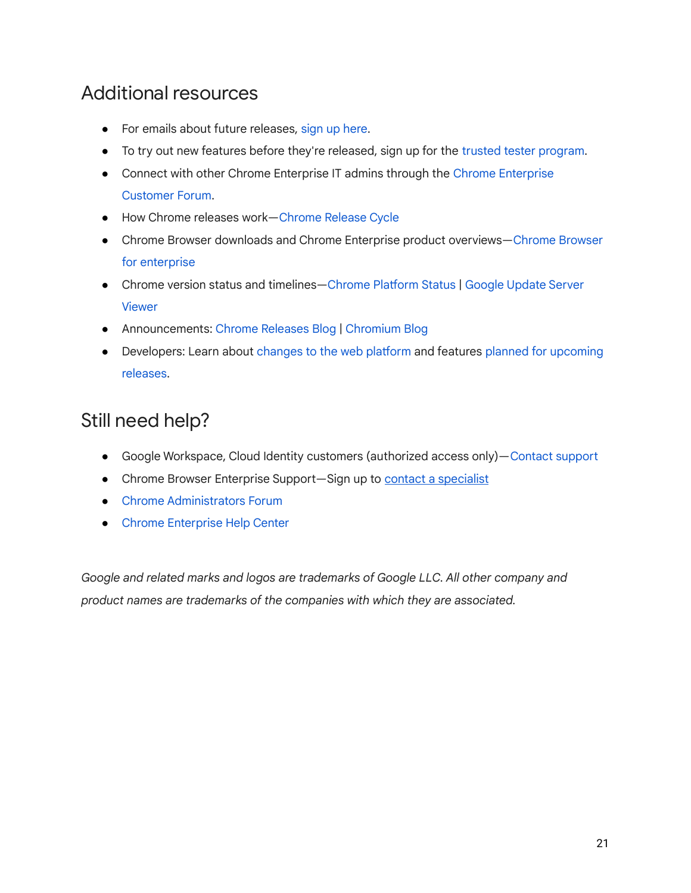## Additional resources

- For emails about future releases, sign up here.
- To try out new features before they're released, sign up for the trusted tester program.
- Connect with other Chrome Enterprise IT admins through the Chrome Enterprise Customer Forum.
- How Chrome releases work—Chrome Release Cycle
- Chrome Browser downloads and Chrome Enterprise product overviews—Chrome Browser for enterprise
- Chrome version status and timelines—Chrome Platform Status | Google Update Server Viewer
- Announcements: Chrome Releases Blog | Chromium Blog
- Developers: Learn about changes to the web platform and features planned for upcoming releases.

## Still need help?

- Google Workspace, Cloud Identity customers (authorized access only)—Contact support
- Chrome Browser Enterprise Support—Sign up to contact a specialist
- Chrome Administrators Forum
- Chrome Enterprise Help Center

*Google and related marks and logos are trademarks of Google LLC. All other company and product names are trademarks of the companies with which they are associated.*